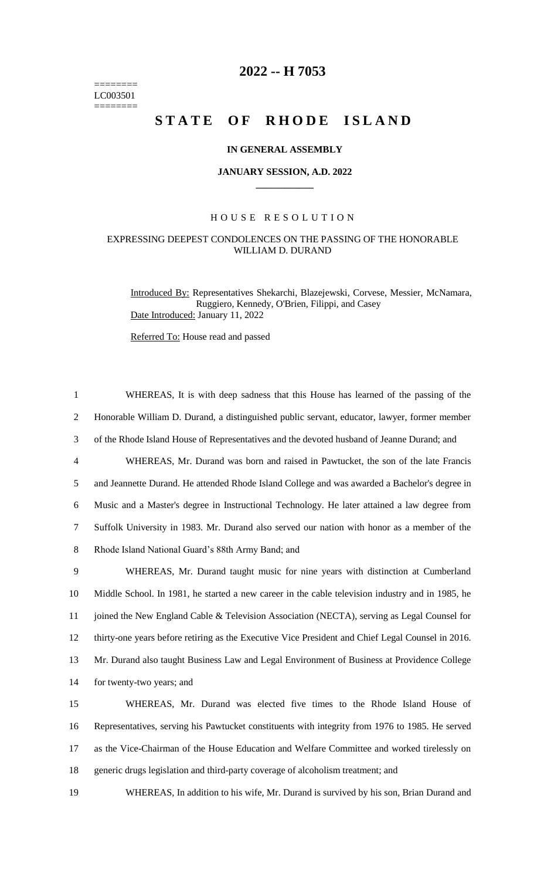========
LC003501
========

# 2022 -- H 7053

# STATE OF RHODE ISLAND

### IN GENERAL ASSEMBLY

### JANUARY SESSION, A.D. 2022

## HOUSE RESOLUTION

### EXPRESSING DEEPEST CONDOLENCES ON THE PASSING OF THE HONORABLE WILLIAM D. DURAND

Introduced By: Representatives Shekarchi, Blazejewski, Corvese, Messier, McNamara, Ruggiero, Kennedy, O'Brien, Filippi, and Casey

Date Introduced: January 11, 2022

Referred To: House read and passed

WHEREAS, It is with deep sadness that this House has learned of the passing of the Honorable William D. Durand, a distinguished public servant, educator, lawyer, former member of the Rhode Island House of Representatives and the devoted husband of Jeanne Durand; and

WHEREAS, Mr. Durand was born and raised in Pawtucket, the son of the late Francis and Jeannette Durand. He attended Rhode Island College and was awarded a Bachelor's degree in Music and a Master's degree in Instructional Technology. He later attained a law degree from Suffolk University in 1983. Mr. Durand also served our nation with honor as a member of the Rhode Island National Guard's 88th Army Band; and

WHEREAS, Mr. Durand taught music for nine years with distinction at Cumberland Middle School. In 1981, he started a new career in the cable television industry and in 1985, he joined the New England Cable & Television Association (NECTA), serving as Legal Counsel for thirty-one years before retiring as the Executive Vice President and Chief Legal Counsel in 2016. Mr. Durand also taught Business Law and Legal Environment of Business at Providence College for twenty-two years; and

WHEREAS, Mr. Durand was elected five times to the Rhode Island House of Representatives, serving his Pawtucket constituents with integrity from 1976 to 1985. He served as the Vice-Chairman of the House Education and Welfare Committee and worked tirelessly on generic drugs legislation and third-party coverage of alcoholism treatment; and

WHEREAS, In addition to his wife, Mr. Durand is survived by his son, Brian Durand and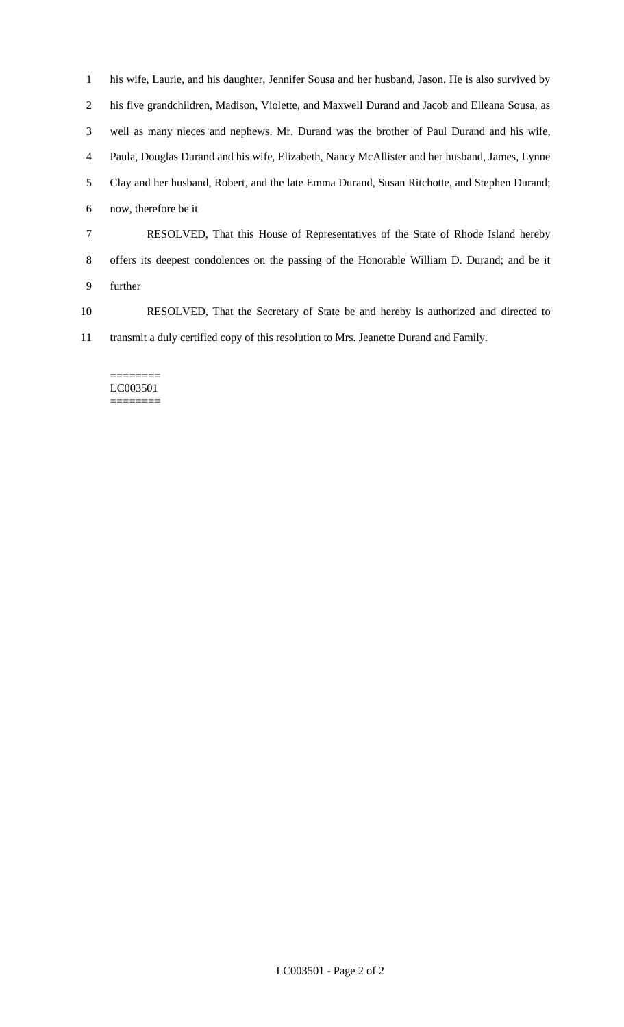his wife, Laurie, and his daughter, Jennifer Sousa and her husband, Jason. He is also survived by his five grandchildren, Madison, Violette, and Maxwell Durand and Jacob and Elleana Sousa, as well as many nieces and nephews. Mr. Durand was the brother of Paul Durand and his wife, Paula, Douglas Durand and his wife, Elizabeth, Nancy McAllister and her husband, James, Lynne Clay and her husband, Robert, and the late Emma Durand, Susan Ritchotte, and Stephen Durand; now, therefore be it

RESOLVED, That this House of Representatives of the State of Rhode Island hereby offers its deepest condolences on the passing of the Honorable William D. Durand; and be it further

RESOLVED, That the Secretary of State be and hereby is authorized and directed to transmit a duly certified copy of this resolution to Mrs. Jeanette Durand and Family.

========
LC003501
========